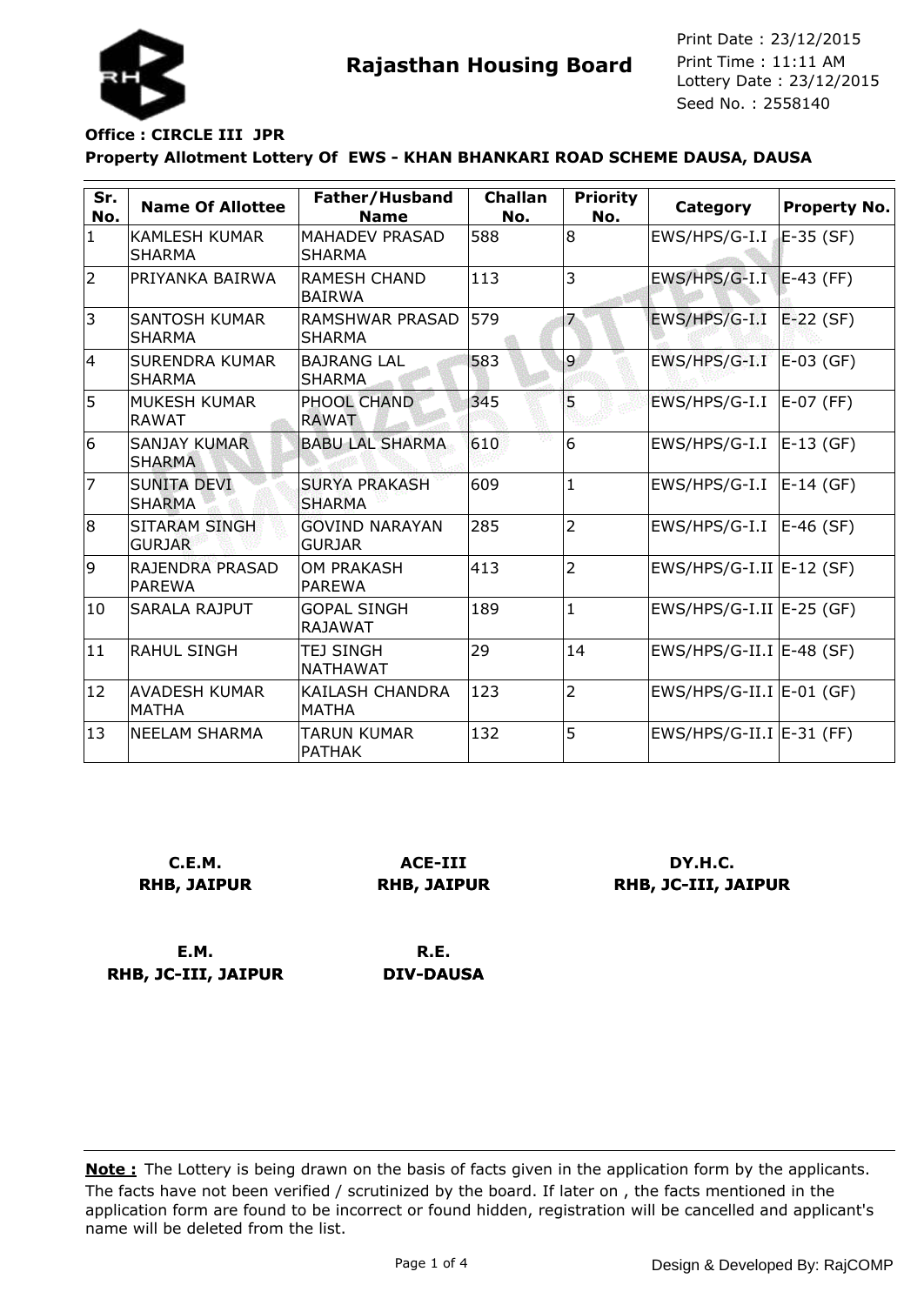**Rajasthan Housing Board**

Print Date : 23/12/2015
Print Time : 11:11 AM
Lottery Date : 23/12/2015
Seed No. : 2558140

**Office : CIRCLE III JPR**

**Property Allotment Lottery Of EWS - KHAN BHANKARI ROAD SCHEME DAUSA, DAUSA**

| Sr. No. | Name Of Allottee | Father/Husband Name | Challan No. | Priority No. | Category | Property No. |
|---|---|---|---|---|---|---|
| 1 | KAMLESH KUMAR SHARMA | MAHADEV PRASAD SHARMA | 588 | 8 | EWS/HPS/G-I.I | E-35 (SF) |
| 2 | PRIYANKA BAIRWA | RAMESH CHAND BAIRWA | 113 | 3 | EWS/HPS/G-I.I | E-43 (FF) |
| 3 | SANTOSH KUMAR SHARMA | RAMSHWAR PRASAD SHARMA | 579 | 7 | EWS/HPS/G-I.I | E-22 (SF) |
| 4 | SURENDRA KUMAR SHARMA | BAJRANG LAL SHARMA | 583 | 9 | EWS/HPS/G-I.I | E-03 (GF) |
| 5 | MUKESH KUMAR RAWAT | PHOOL CHAND RAWAT | 345 | 5 | EWS/HPS/G-I.I | E-07 (FF) |
| 6 | SANJAY KUMAR SHARMA | BABU LAL SHARMA | 610 | 6 | EWS/HPS/G-I.I | E-13 (GF) |
| 7 | SUNITA DEVI SHARMA | SURYA PRAKASH SHARMA | 609 | 1 | EWS/HPS/G-I.I | E-14 (GF) |
| 8 | SITARAM SINGH GURJAR | GOVIND NARAYAN GURJAR | 285 | 2 | EWS/HPS/G-I.I | E-46 (SF) |
| 9 | RAJENDRA PRASAD PAREWA | OM PRAKASH PAREWA | 413 | 2 | EWS/HPS/G-I.II | E-12 (SF) |
| 10 | SARALA RAJPUT | GOPAL SINGH RAJAWAT | 189 | 1 | EWS/HPS/G-I.II | E-25 (GF) |
| 11 | RAHUL SINGH | TEJ SINGH NATHAWAT | 29 | 14 | EWS/HPS/G-II.I | E-48 (SF) |
| 12 | AVADESH KUMAR MATHA | KAILASH CHANDRA MATHA | 123 | 2 | EWS/HPS/G-II.I | E-01 (GF) |
| 13 | NEELAM SHARMA | TARUN KUMAR PATHAK | 132 | 5 | EWS/HPS/G-II.I | E-31 (FF) |

**C.E.M.**
**RHB, JAIPUR**

**ACE-III**
**RHB, JAIPUR**

**DY.H.C.**
**RHB, JC-III, JAIPUR**

**E.M.**
**RHB, JC-III, JAIPUR**

**R.E.**
**DIV-DAUSA**

**Note :** The Lottery is being drawn on the basis of facts given in the application form by the applicants. The facts have not been verified / scrutinized by the board. If later on , the facts mentioned in the application form are found to be incorrect or found hidden, registration will be cancelled and applicant's name will be deleted from the list.

Design & Developed By: RajCOMP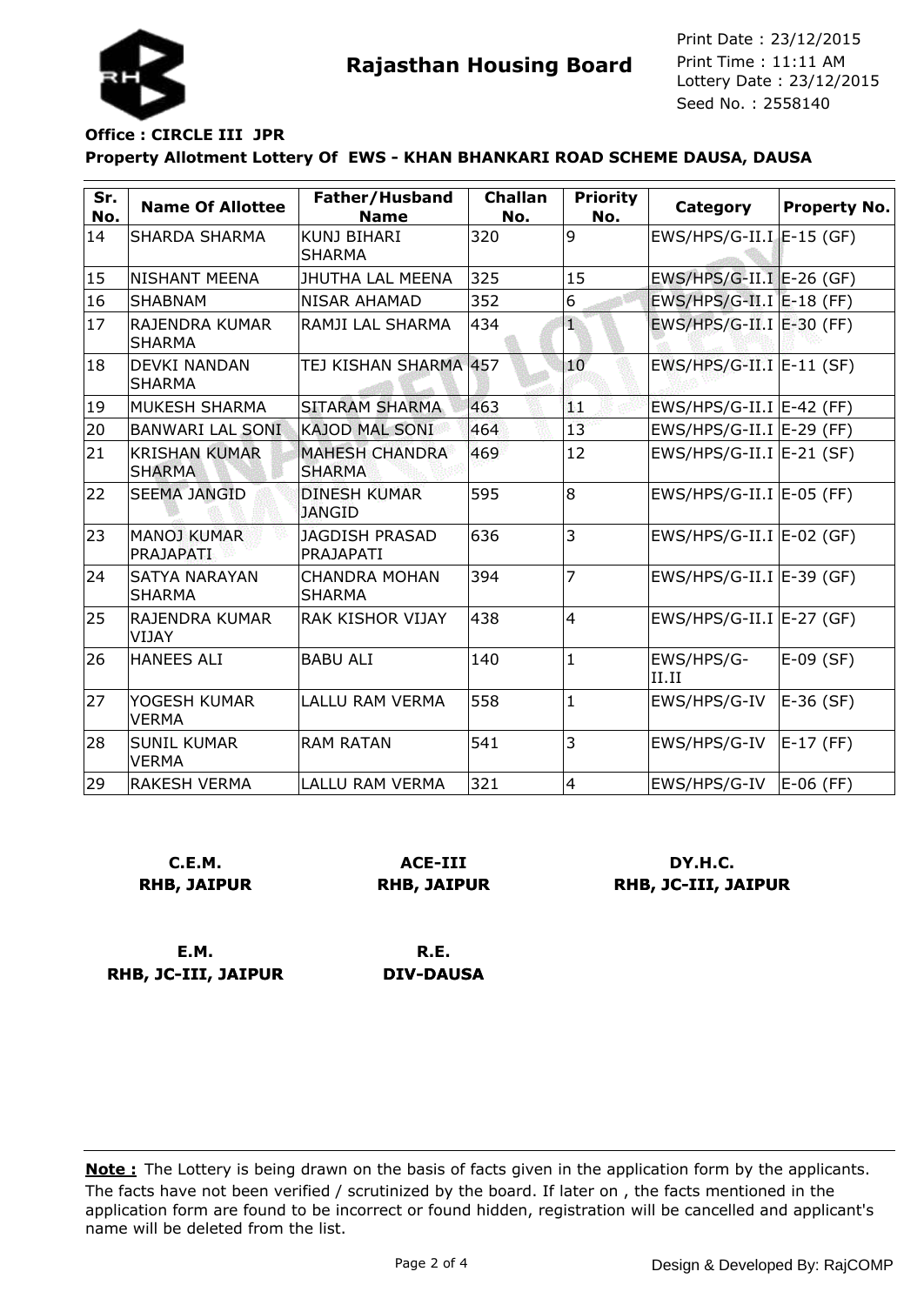**Rajasthan Housing Board**

Print Date : 23/12/2015
Print Time : 11:11 AM
Lottery Date : 23/12/2015
Seed No. : 2558140

**Office : CIRCLE III JPR**

**Property Allotment Lottery Of EWS - KHAN BHANKARI ROAD SCHEME DAUSA, DAUSA**

| Sr. No. | Name Of Allottee | Father/Husband Name | Challan No. | Priority No. | Category | Property No. |
|---|---|---|---|---|---|---|
| 14 | SHARDA SHARMA | KUNJ BIHARI SHARMA | 320 | 9 | EWS/HPS/G-II.I | E-15 (GF) |
| 15 | NISHANT MEENA | JHUTHA LAL MEENA | 325 | 15 | EWS/HPS/G-II.I | E-26 (GF) |
| 16 | SHABNAM | NISAR AHAMAD | 352 | 6 | EWS/HPS/G-II.I | E-18 (FF) |
| 17 | RAJENDRA KUMAR SHARMA | RAMJI LAL SHARMA | 434 | 1 | EWS/HPS/G-II.I | E-30 (FF) |
| 18 | DEVKI NANDAN SHARMA | TEJ KISHAN SHARMA | 457 | 10 | EWS/HPS/G-II.I | E-11 (SF) |
| 19 | MUKESH SHARMA | SITARAM SHARMA | 463 | 11 | EWS/HPS/G-II.I | E-42 (FF) |
| 20 | BANWARI LAL SONI | KAJOD MAL SONI | 464 | 13 | EWS/HPS/G-II.I | E-29 (FF) |
| 21 | KRISHAN KUMAR SHARMA | MAHESH CHANDRA SHARMA | 469 | 12 | EWS/HPS/G-II.I | E-21 (SF) |
| 22 | SEEMA JANGID | DINESH KUMAR JANGID | 595 | 8 | EWS/HPS/G-II.I | E-05 (FF) |
| 23 | MANOJ KUMAR PRAJAPATI | JAGDISH PRASAD PRAJAPATI | 636 | 3 | EWS/HPS/G-II.I | E-02 (GF) |
| 24 | SATYA NARAYAN SHARMA | CHANDRA MOHAN SHARMA | 394 | 7 | EWS/HPS/G-II.I | E-39 (GF) |
| 25 | RAJENDRA KUMAR VIJAY | RAK KISHOR VIJAY | 438 | 4 | EWS/HPS/G-II.I | E-27 (GF) |
| 26 | HANEES ALI | BABU ALI | 140 | 1 | EWS/HPS/G-II.II | E-09 (SF) |
| 27 | YOGESH KUMAR VERMA | LALLU RAM VERMA | 558 | 1 | EWS/HPS/G-IV | E-36 (SF) |
| 28 | SUNIL KUMAR VERMA | RAM RATAN | 541 | 3 | EWS/HPS/G-IV | E-17 (FF) |
| 29 | RAKESH VERMA | LALLU RAM VERMA | 321 | 4 | EWS/HPS/G-IV | E-06 (FF) |

**C.E.M.**
**RHB, JAIPUR**

**ACE-III**
**RHB, JAIPUR**

**DY.H.C.**
**RHB, JC-III, JAIPUR**

**E.M.**
**RHB, JC-III, JAIPUR**

**R.E.**
**DIV-DAUSA**

**Note :** The Lottery is being drawn on the basis of facts given in the application form by the applicants. The facts have not been verified / scrutinized by the board. If later on , the facts mentioned in the application form are found to be incorrect or found hidden, registration will be cancelled and applicant's name will be deleted from the list.

Design & Developed By: RajCOMP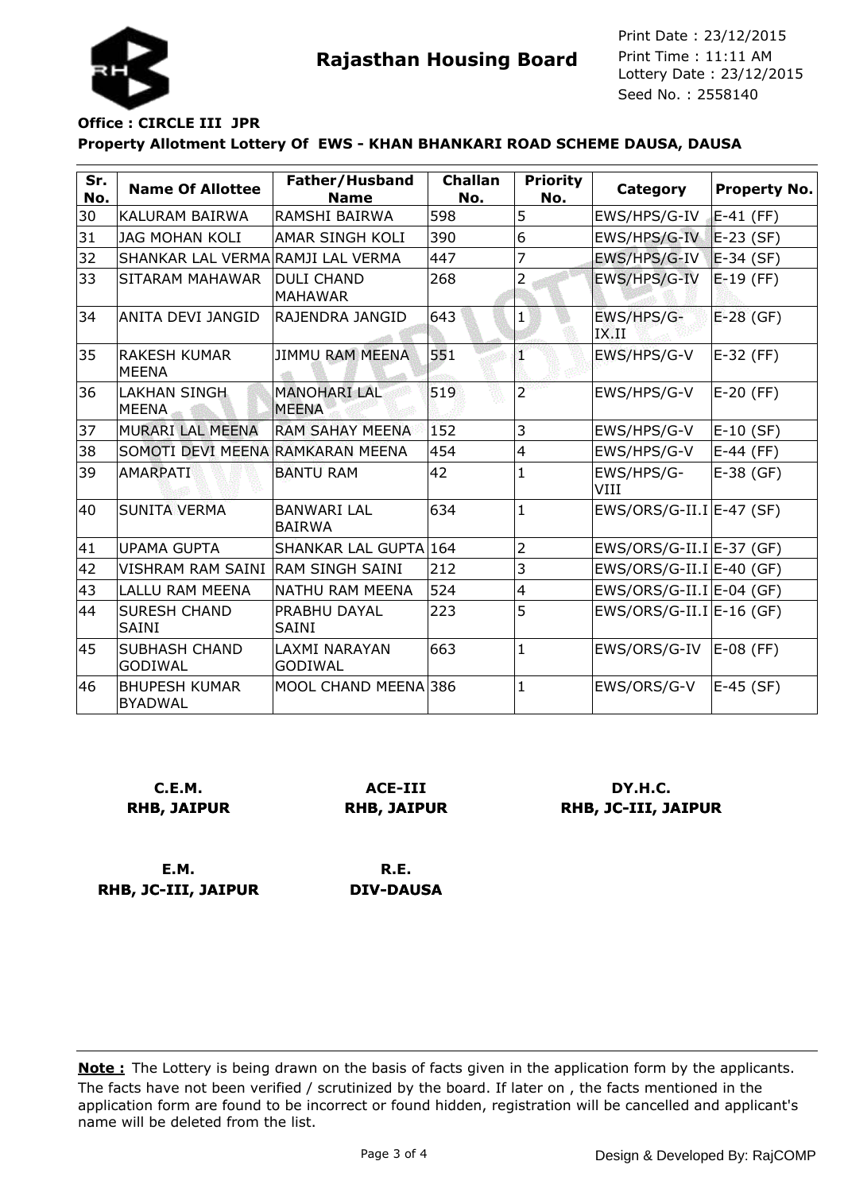**Rajasthan Housing Board**

Print Date : 23/12/2015
Print Time : 11:11 AM
Lottery Date : 23/12/2015
Seed No. : 2558140

**Office : CIRCLE III JPR**

**Property Allotment Lottery Of EWS - KHAN BHANKARI ROAD SCHEME DAUSA, DAUSA**

| Sr. No. | Name Of Allottee | Father/Husband Name | Challan No. | Priority No. | Category | Property No. |
|---|---|---|---|---|---|---|
| 30 | KALURAM BAIRWA | RAMSHI BAIRWA | 598 | 5 | EWS/HPS/G-IV | E-41 (FF) |
| 31 | JAG MOHAN KOLI | AMAR SINGH KOLI | 390 | 6 | EWS/HPS/G-IV | E-23 (SF) |
| 32 | SHANKAR LAL VERMA | RAMJI LAL VERMA | 447 | 7 | EWS/HPS/G-IV | E-34 (SF) |
| 33 | SITARAM MAHAWAR | DULI CHAND MAHAWAR | 268 | 2 | EWS/HPS/G-IV | E-19 (FF) |
| 34 | ANITA DEVI JANGID | RAJENDRA JANGID | 643 | 1 | EWS/HPS/G-IX.II | E-28 (GF) |
| 35 | RAKESH KUMAR MEENA | JIMMU RAM MEENA | 551 | 1 | EWS/HPS/G-V | E-32 (FF) |
| 36 | LAKHAN SINGH MEENA | MANOHARI LAL MEENA | 519 | 2 | EWS/HPS/G-V | E-20 (FF) |
| 37 | MURARI LAL MEENA | RAM SAHAY MEENA | 152 | 3 | EWS/HPS/G-V | E-10 (SF) |
| 38 | SOMOTI DEVI MEENA | RAMKARAN MEENA | 454 | 4 | EWS/HPS/G-V | E-44 (FF) |
| 39 | AMARPATI | BANTU RAM | 42 | 1 | EWS/HPS/G-VIII | E-38 (GF) |
| 40 | SUNITA VERMA | BANWARI LAL BAIRWA | 634 | 1 | EWS/ORS/G-II.I | E-47 (SF) |
| 41 | UPAMA GUPTA | SHANKAR LAL GUPTA | 164 | 2 | EWS/ORS/G-II.I | E-37 (GF) |
| 42 | VISHRAM RAM SAINI | RAM SINGH SAINI | 212 | 3 | EWS/ORS/G-II.I | E-40 (GF) |
| 43 | LALLU RAM MEENA | NATHU RAM MEENA | 524 | 4 | EWS/ORS/G-II.I | E-04 (GF) |
| 44 | SURESH CHAND SAINI | PRABHU DAYAL SAINI | 223 | 5 | EWS/ORS/G-II.I | E-16 (GF) |
| 45 | SUBHASH CHAND GODIWAL | LAXMI NARAYAN GODIWAL | 663 | 1 | EWS/ORS/G-IV | E-08 (FF) |
| 46 | BHUPESH KUMAR BYADWAL | MOOL CHAND MEENA | 386 | 1 | EWS/ORS/G-V | E-45 (SF) |

**C.E.M.**
**RHB, JAIPUR**

**ACE-III**
**RHB, JAIPUR**

**DY.H.C.**
**RHB, JC-III, JAIPUR**

**E.M.**
**RHB, JC-III, JAIPUR**

**R.E.**
**DIV-DAUSA**

**Note :** The Lottery is being drawn on the basis of facts given in the application form by the applicants. The facts have not been verified / scrutinized by the board. If later on , the facts mentioned in the application form are found to be incorrect or found hidden, registration will be cancelled and applicant's name will be deleted from the list.

Design & Developed By: RajCOMP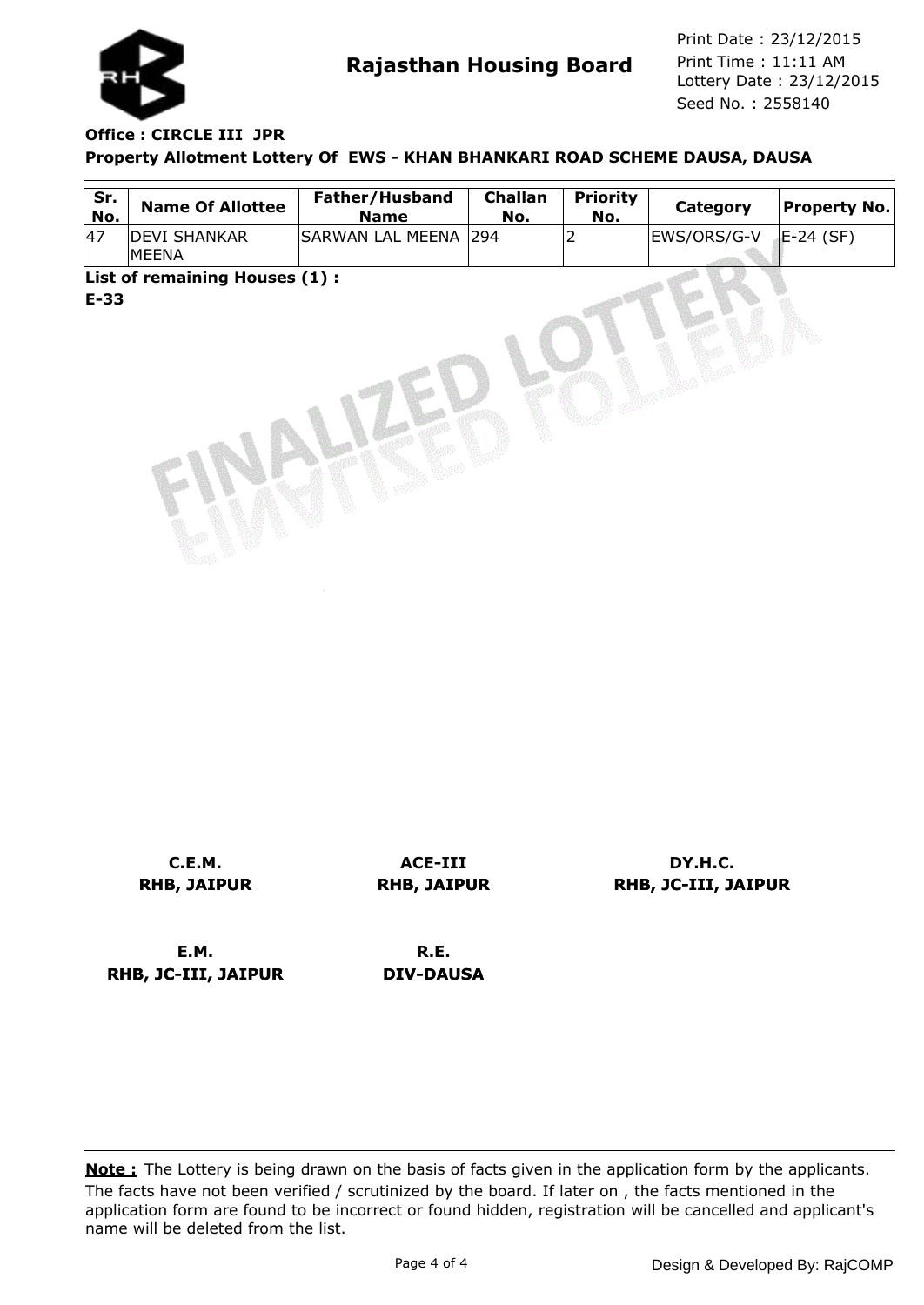**Rajasthan Housing Board**

Print Date : 23/12/2015
Print Time : 11:11 AM
Lottery Date : 23/12/2015
Seed No. : 2558140

**Office : CIRCLE III JPR**

**Property Allotment Lottery Of EWS - KHAN BHANKARI ROAD SCHEME DAUSA, DAUSA**

| Sr. No. | Name Of Allottee | Father/Husband Name | Challan No. | Priority No. | Category | Property No. |
|---|---|---|---|---|---|---|
| 47 | DEVI SHANKAR MEENA | SARWAN LAL MEENA | 294 | 2 | EWS/ORS/G-V | E-24 (SF) |

**List of remaining Houses (1) :**

**E-33**

**C.E.M.**
**RHB, JAIPUR**

**ACE-III**
**RHB, JAIPUR**

**DY.H.C.**
**RHB, JC-III, JAIPUR**

**E.M.**
**RHB, JC-III, JAIPUR**

**R.E.**
**DIV-DAUSA**

**Note :** The Lottery is being drawn on the basis of facts given in the application form by the applicants. The facts have not been verified / scrutinized by the board. If later on , the facts mentioned in the application form are found to be incorrect or found hidden, registration will be cancelled and applicant's name will be deleted from the list.

Design & Developed By: RajCOMP